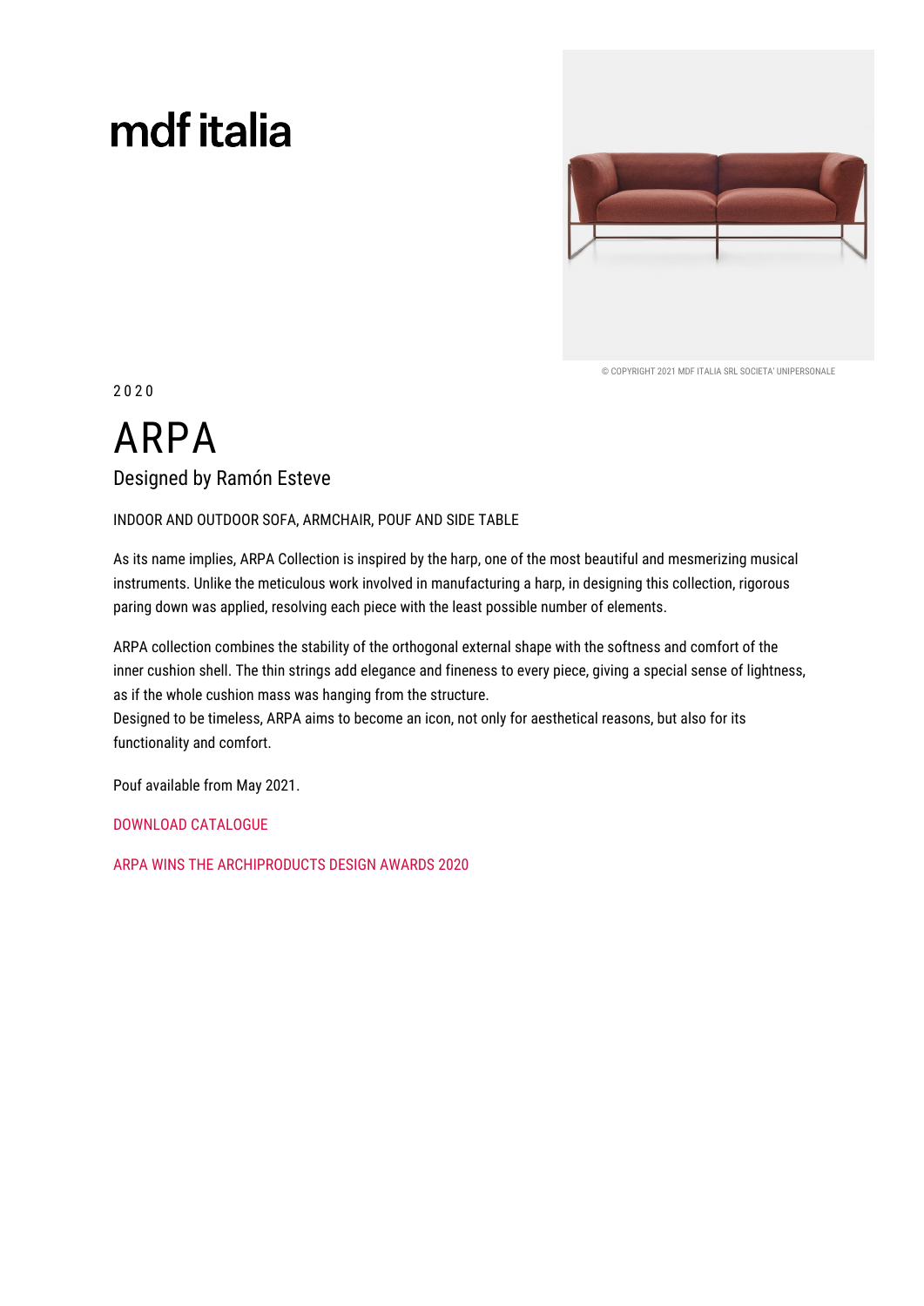mdf italia

© COPYRIGHT 2021 MDF ITALIA SRL SOCIETA' UNIPERSONALE

2020

# ARPA

Designed by Ramón Esteve

INDOOR AND OUTDOOR SOFA, ARMCHAIR, POUF AND SIDE TABLE

As its name implies, ARPA Collection is inspired by the harp, one of the most beautiful and mesmerizing musical instruments. Unlike the meticulous work involved in manufacturing a harp, in designing this collection, rigorous paring down was applied, resolving each piece with the least possible number of elements.

ARPA collection combines the stability of the orthogonal external shape with the softness and comfort of the inner cushion shell. The thin strings add elegance and fineness to every piece, giving a special sense of lightness, as if the whole cushion mass was hanging from the structure.
Designed to be timeless, ARPA aims to become an icon, not only for aesthetical reasons, but also for its functionality and comfort.

Pouf available from May 2021.

DOWNLOAD CATALOGUE

ARPA WINS THE ARCHIPRODUCTS DESIGN AWARDS 2020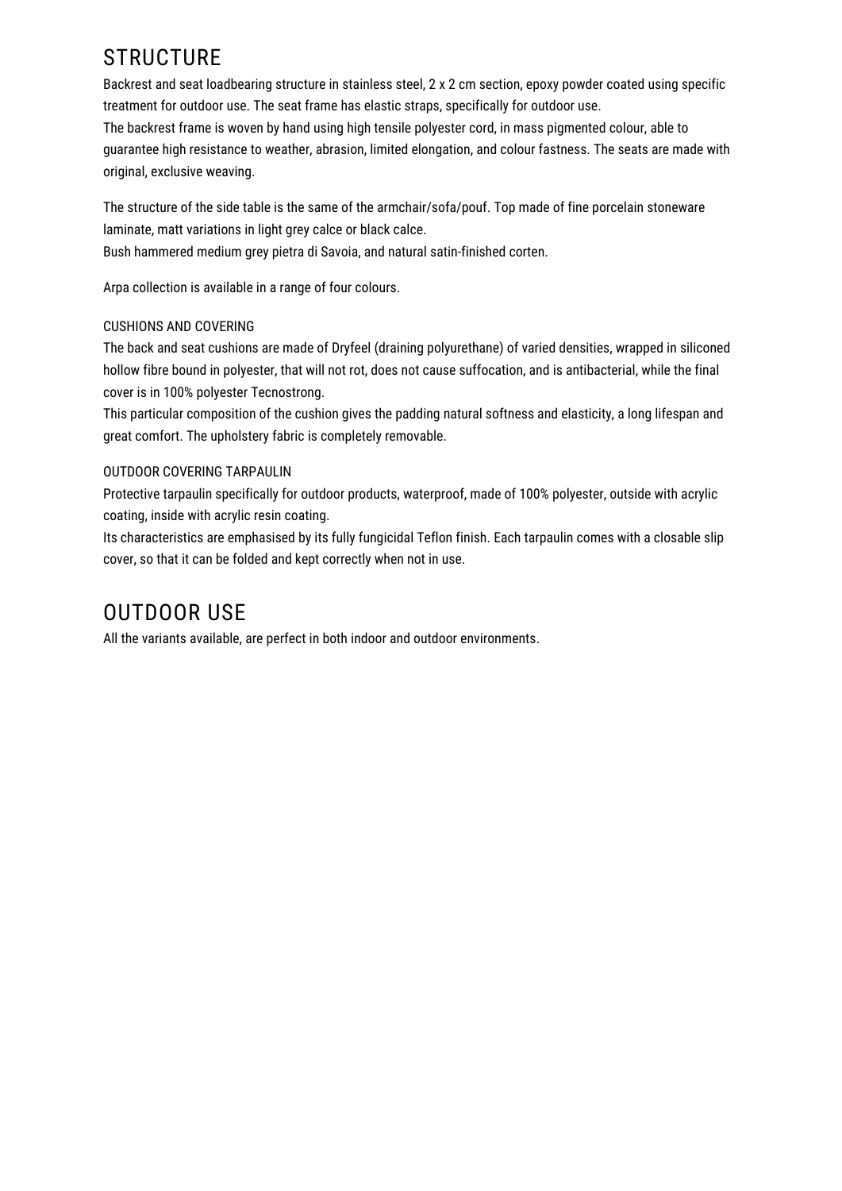# STRUCTURE

Backrest and seat loadbearing structure in stainless steel, 2 x 2 cm section, epoxy powder coated using specific treatment for outdoor use. The seat frame has elastic straps, specifically for outdoor use.
The backrest frame is woven by hand using high tensile polyester cord, in mass pigmented colour, able to guarantee high resistance to weather, abrasion, limited elongation, and colour fastness. The seats are made with original, exclusive weaving.

The structure of the side table is the same of the armchair/sofa/pouf. Top made of fine porcelain stoneware laminate, matt variations in light grey calce or black calce.
Bush hammered medium grey pietra di Savoia, and natural satin-finished corten.

Arpa collection is available in a range of four colours.

### CUSHIONS AND COVERING

The back and seat cushions are made of Dryfeel (draining polyurethane) of varied densities, wrapped in siliconed hollow fibre bound in polyester, that will not rot, does not cause suffocation, and is antibacterial, while the final cover is in 100% polyester Tecnostrong.
This particular composition of the cushion gives the padding natural softness and elasticity, a long lifespan and great comfort. The upholstery fabric is completely removable.

### OUTDOOR COVERING TARPAULIN

Protective tarpaulin specifically for outdoor products, waterproof, made of 100% polyester, outside with acrylic coating, inside with acrylic resin coating.
Its characteristics are emphasised by its fully fungicidal Teflon finish. Each tarpaulin comes with a closable slip cover, so that it can be folded and kept correctly when not in use.

# OUTDOOR USE

All the variants available, are perfect in both indoor and outdoor environments.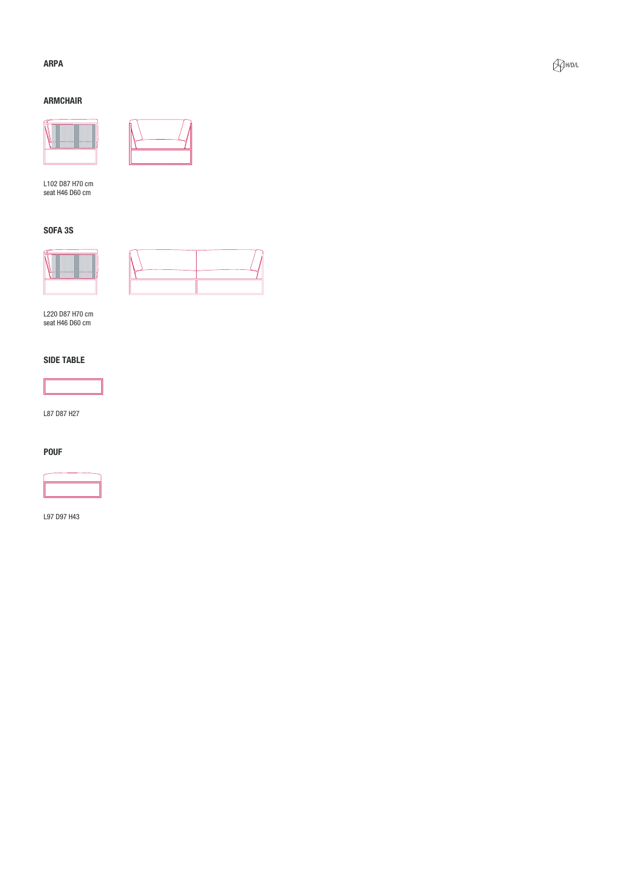# ARPA

H/D/L

## ARMCHAIR

L102 D87 H70 cm
seat H46 D60 cm

## SOFA 3S

L220 D87 H70 cm
seat H46 D60 cm

## SIDE TABLE

L87 D87 H27

## POUF

L97 D97 H43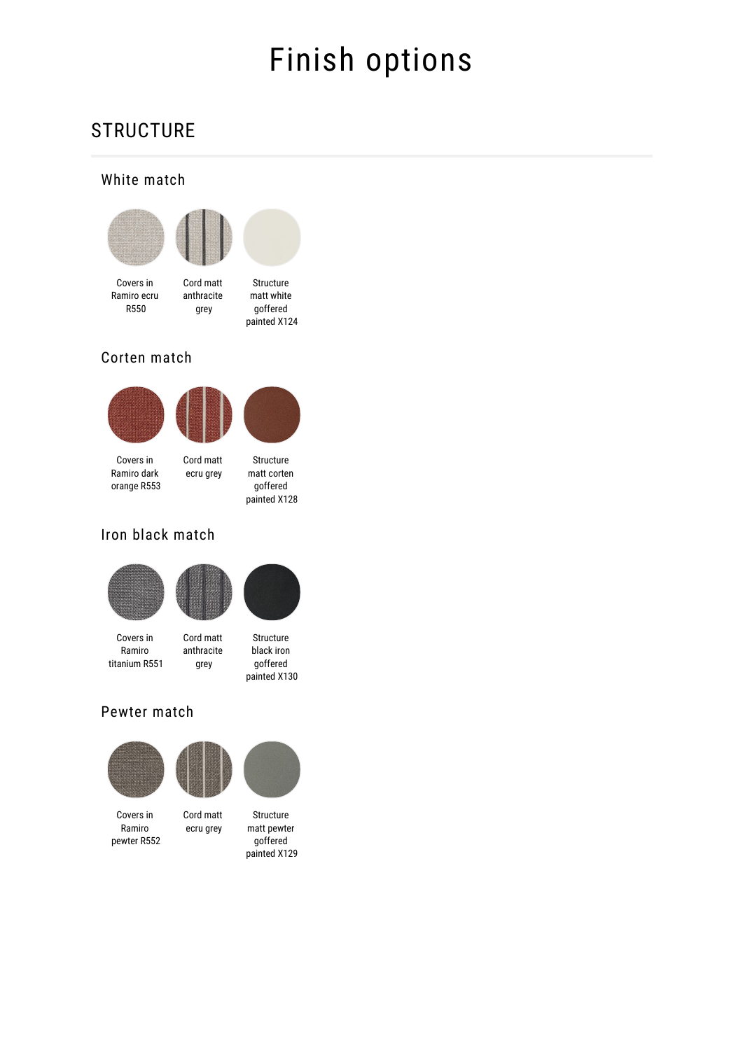# Finish options

## STRUCTURE

### White match

- Covers in Ramiro ecru R550
- Cord matt anthracite grey
- Structure matt white goffered painted X124

### Corten match

- Covers in Ramiro dark orange R553
- Cord matt ecru grey
- Structure matt corten goffered painted X128

### Iron black match

- Covers in Ramiro titanium R551
- Cord matt anthracite grey
- Structure black iron goffered painted X130

### Pewter match

- Covers in Ramiro pewter R552
- Cord matt ecru grey
- Structure matt pewter goffered painted X129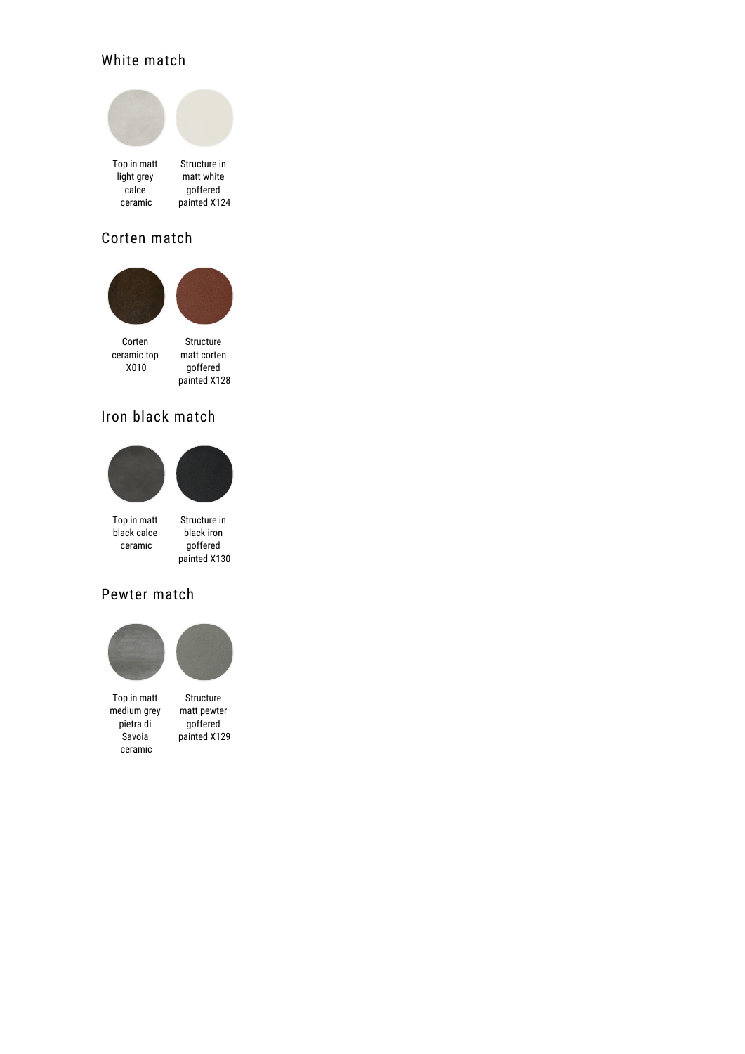## White match

Top in matt light grey calce ceramic

Structure in matt white goffered painted X124

## Corten match

Corten ceramic top X010

Structure matt corten goffered painted X128

## Iron black match

Top in matt black calce ceramic

Structure in black iron goffered painted X130

## Pewter match

Top in matt medium grey pietra di Savoia ceramic

Structure matt pewter goffered painted X129